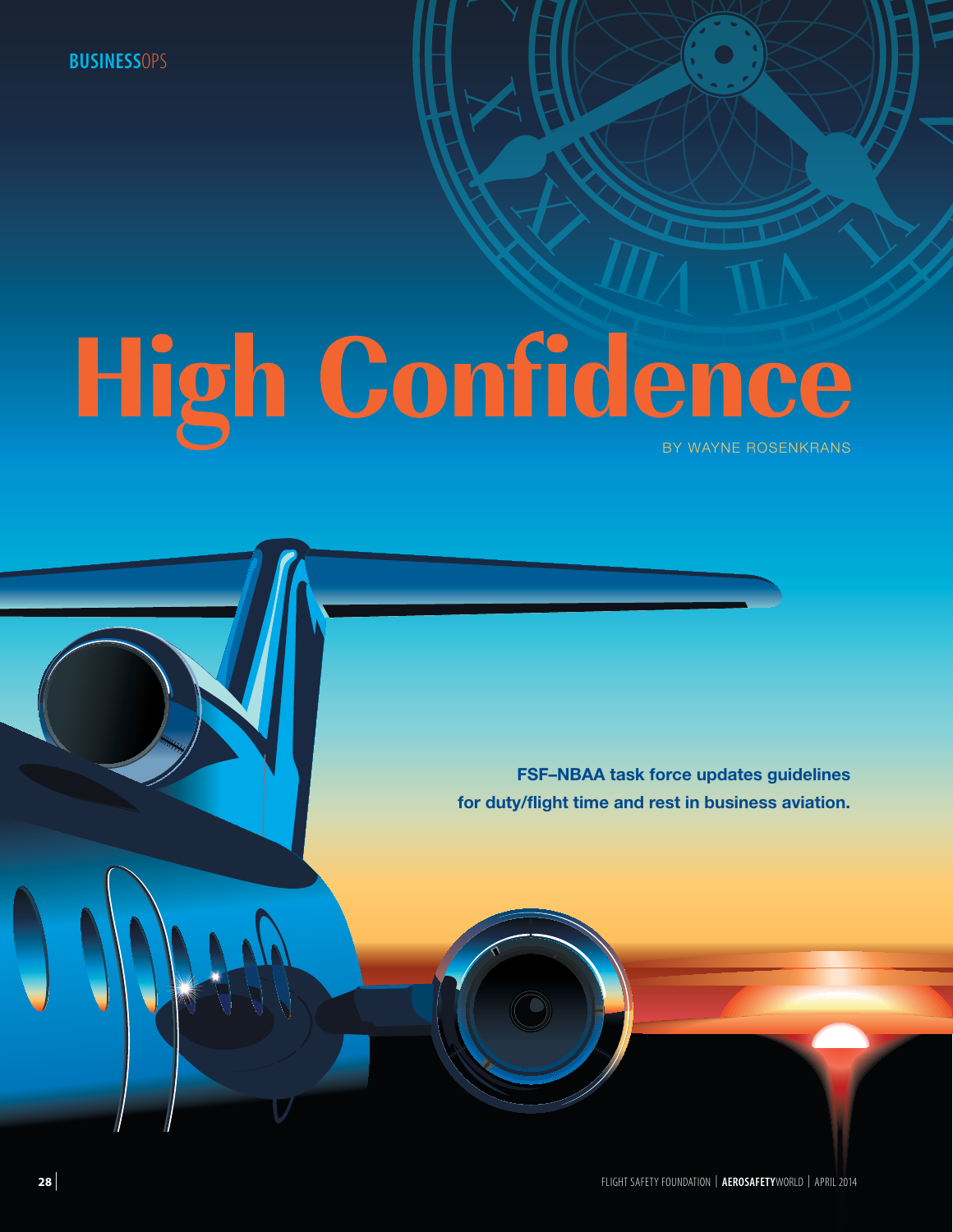BUSINESSOPS

# High Confidence

BY WAYNE ROSENKRANS

**FSF–NBAA task force updates guidelines for duty/flight time and rest in business aviation.**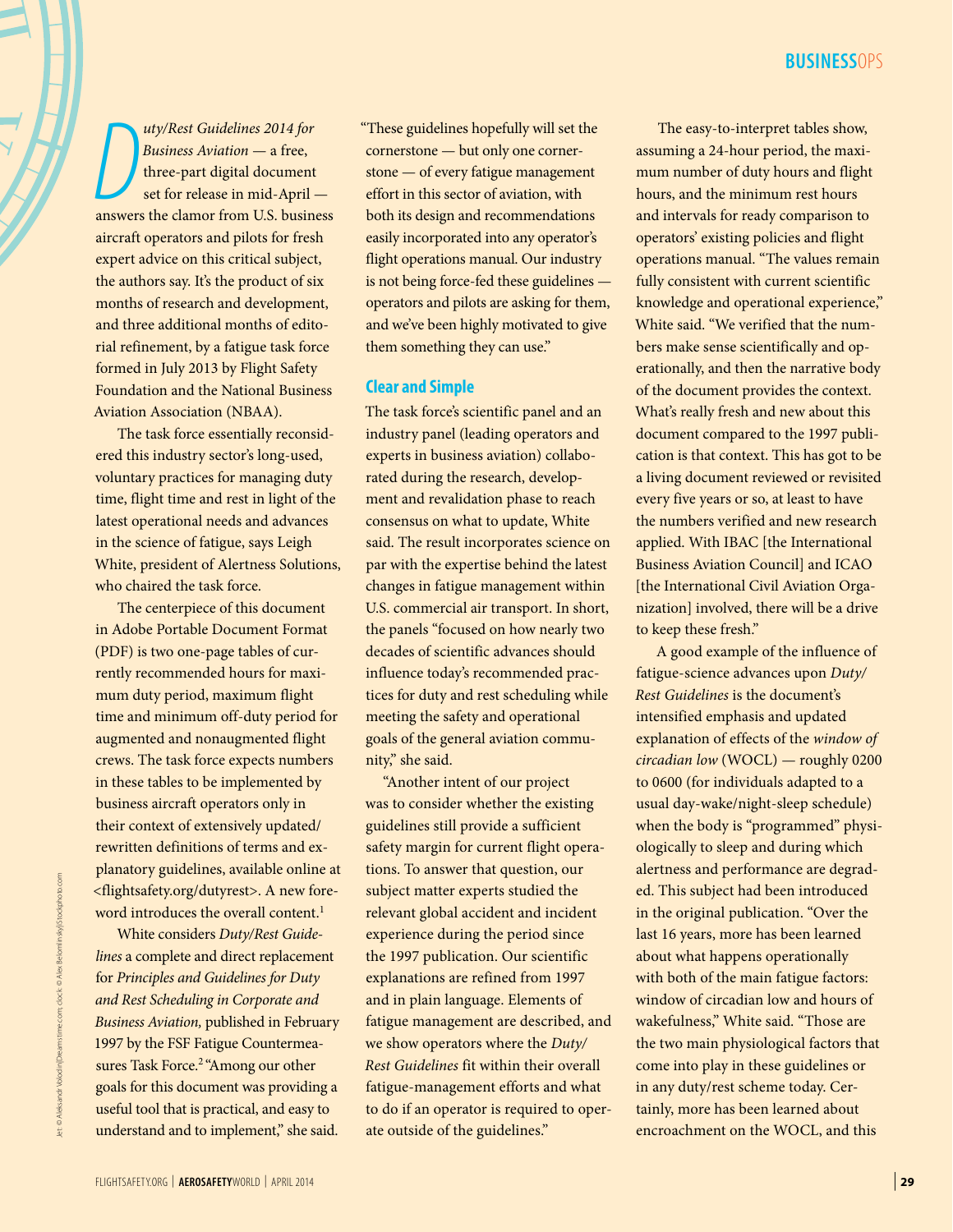*Duty/Rest Guidelines 2014 for Business Aviation* — a free, three-part digital document set for release in mid-April — answers the clamor from U.S. business aircraft operators and pilots for fresh expert advice on this critical subject, the authors say. It's the product of six months of research and development, and three additional months of editorial refinement, by a fatigue task force formed in July 2013 by Flight Safety Foundation and the National Business Aviation Association (NBAA).

The task force essentially reconsidered this industry sector's long-used, voluntary practices for managing duty time, flight time and rest in light of the latest operational needs and advances in the science of fatigue, says Leigh White, president of Alertness Solutions, who chaired the task force.

The centerpiece of this document in Adobe Portable Document Format (PDF) is two one-page tables of currently recommended hours for maximum duty period, maximum flight time and minimum off-duty period for augmented and nonaugmented flight crews. The task force expects numbers in these tables to be implemented by business aircraft operators only in their context of extensively updated/rewritten definitions of terms and explanatory guidelines, available online at <flightsafety.org/dutyrest>. A new foreword introduces the overall content.[1]

White considers *Duty/Rest Guidelines* a complete and direct replacement for *Principles and Guidelines for Duty and Rest Scheduling in Corporate and Business Aviation*, published in February 1997 by the FSF Fatigue Countermeasures Task Force.[2] "Among our other goals for this document was providing a useful tool that is practical, and easy to understand and to implement," she said. "These guidelines hopefully will set the cornerstone — but only one cornerstone — of every fatigue management effort in this sector of aviation, with both its design and recommendations easily incorporated into any operator's flight operations manual. Our industry is not being force-fed these guidelines — operators and pilots are asking for them, and we've been highly motivated to give them something they can use."

## Clear and Simple

The task force's scientific panel and an industry panel (leading operators and experts in business aviation) collaborated during the research, development and revalidation phase to reach consensus on what to update, White said. The result incorporates science on par with the expertise behind the latest changes in fatigue management within U.S. commercial air transport. In short, the panels "focused on how nearly two decades of scientific advances should influence today's recommended practices for duty and rest scheduling while meeting the safety and operational goals of the general aviation community," she said.

"Another intent of our project was to consider whether the existing guidelines still provide a sufficient safety margin for current flight operations. To answer that question, our subject matter experts studied the relevant global accident and incident experience during the period since the 1997 publication. Our scientific explanations are refined from 1997 and in plain language. Elements of fatigue management are described, and we show operators where the *Duty/Rest Guidelines* fit within their overall fatigue-management efforts and what to do if an operator is required to operate outside of the guidelines."

The easy-to-interpret tables show, assuming a 24-hour period, the maximum number of duty hours and flight hours, and the minimum rest hours and intervals for ready comparison to operators' existing policies and flight operations manual. "The values remain fully consistent with current scientific knowledge and operational experience," White said. "We verified that the numbers make sense scientifically and operationally, and then the narrative body of the document provides the context. What's really fresh and new about this document compared to the 1997 publication is that context. This has got to be a living document reviewed or revisited every five years or so, at least to have the numbers verified and new research applied. With IBAC [the International Business Aviation Council] and ICAO [the International Civil Aviation Organization] involved, there will be a drive to keep these fresh."

A good example of the influence of fatigue-science advances upon *Duty/Rest Guidelines* is the document's intensified emphasis and updated explanation of effects of the *window of circadian low* (WOCL) — roughly 0200 to 0600 (for individuals adapted to a usual day-wake/night-sleep schedule) when the body is "programmed" physiologically to sleep and during which alertness and performance are degraded. This subject had been introduced in the original publication. "Over the last 16 years, more has been learned about what happens operationally with both of the main fatigue factors: window of circadian low and hours of wakefulness," White said. "Those are the two main physiological factors that come into play in these guidelines or in any duty/rest scheme today. Certainly, more has been learned about encroachment on the WOCL, and this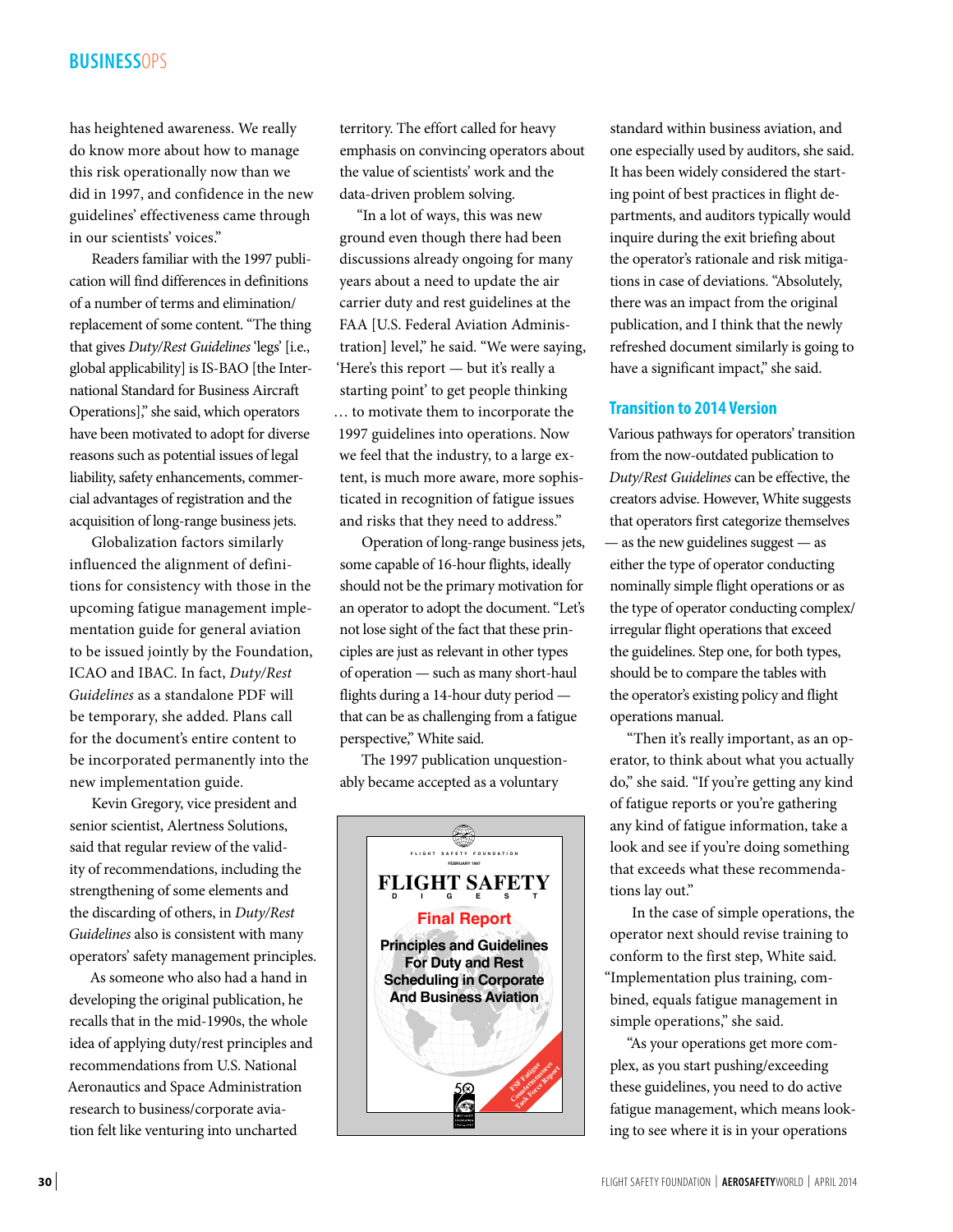has heightened awareness. We really do know more about how to manage this risk operationally now than we did in 1997, and confidence in the new guidelines' effectiveness came through in our scientists' voices."

Readers familiar with the 1997 publication will find differences in definitions of a number of terms and elimination/replacement of some content. "The thing that gives *Duty/Rest Guidelines* 'legs' [i.e., global applicability] is IS-BAO [the International Standard for Business Aircraft Operations]," she said, which operators have been motivated to adopt for diverse reasons such as potential issues of legal liability, safety enhancements, commercial advantages of registration and the acquisition of long-range business jets.

Globalization factors similarly influenced the alignment of definitions for consistency with those in the upcoming fatigue management implementation guide for general aviation to be issued jointly by the Foundation, ICAO and IBAC. In fact, *Duty/Rest Guidelines* as a standalone PDF will be temporary, she added. Plans call for the document's entire content to be incorporated permanently into the new implementation guide.

Kevin Gregory, vice president and senior scientist, Alertness Solutions, said that regular review of the validity of recommendations, including the strengthening of some elements and the discarding of others, in *Duty/Rest Guidelines* also is consistent with many operators' safety management principles.

As someone who also had a hand in developing the original publication, he recalls that in the mid-1990s, the whole idea of applying duty/rest principles and recommendations from U.S. National Aeronautics and Space Administration research to business/corporate aviation felt like venturing into uncharted territory. The effort called for heavy emphasis on convincing operators about the value of scientists' work and the data-driven problem solving.

"In a lot of ways, this was new ground even though there had been discussions already ongoing for many years about a need to update the air carrier duty and rest guidelines at the FAA [U.S. Federal Aviation Administration] level," he said. "We were saying, 'Here's this report — but it's really a starting point' to get people thinking … to motivate them to incorporate the 1997 guidelines into operations. Now we feel that the industry, to a large extent, is much more aware, more sophisticated in recognition of fatigue issues and risks that they need to address."

Operation of long-range business jets, some capable of 16-hour flights, ideally should not be the primary motivation for an operator to adopt the document. "Let's not lose sight of the fact that these principles are just as relevant in other types of operation — such as many short-haul flights during a 14-hour duty period — that can be as challenging from a fatigue perspective," White said.

The 1997 publication unquestionably became accepted as a voluntary standard within business aviation, and one especially used by auditors, she said. It has been widely considered the starting point of best practices in flight departments, and auditors typically would inquire during the exit briefing about the operator's rationale and risk mitigations in case of deviations. "Absolutely, there was an impact from the original publication, and I think that the newly refreshed document similarly is going to have a significant impact," she said.

FLIGHT SAFETY FOUNDATION
FEBRUARY 1997
FLIGHT SAFETY DIGEST
Final Report
Principles and Guidelines For Duty and Rest Scheduling in Corporate And Business Aviation
FSF Fatigue Countermeasures Task Force Report

## Transition to 2014 Version

Various pathways for operators' transition from the now-outdated publication to *Duty/Rest Guidelines* can be effective, the creators advise. However, White suggests that operators first categorize themselves — as the new guidelines suggest — as either the type of operator conducting nominally simple flight operations or as the type of operator conducting complex/irregular flight operations that exceed the guidelines. Step one, for both types, should be to compare the tables with the operator's existing policy and flight operations manual.

"Then it's really important, as an operator, to think about what you actually do," she said. "If you're getting any kind of fatigue reports or you're gathering any kind of fatigue information, take a look and see if you're doing something that exceeds what these recommendations lay out."

In the case of simple operations, the operator next should revise training to conform to the first step, White said. "Implementation plus training, combined, equals fatigue management in simple operations," she said.

"As your operations get more complex, as you start pushing/exceeding these guidelines, you need to do active fatigue management, which means looking to see where it is in your operations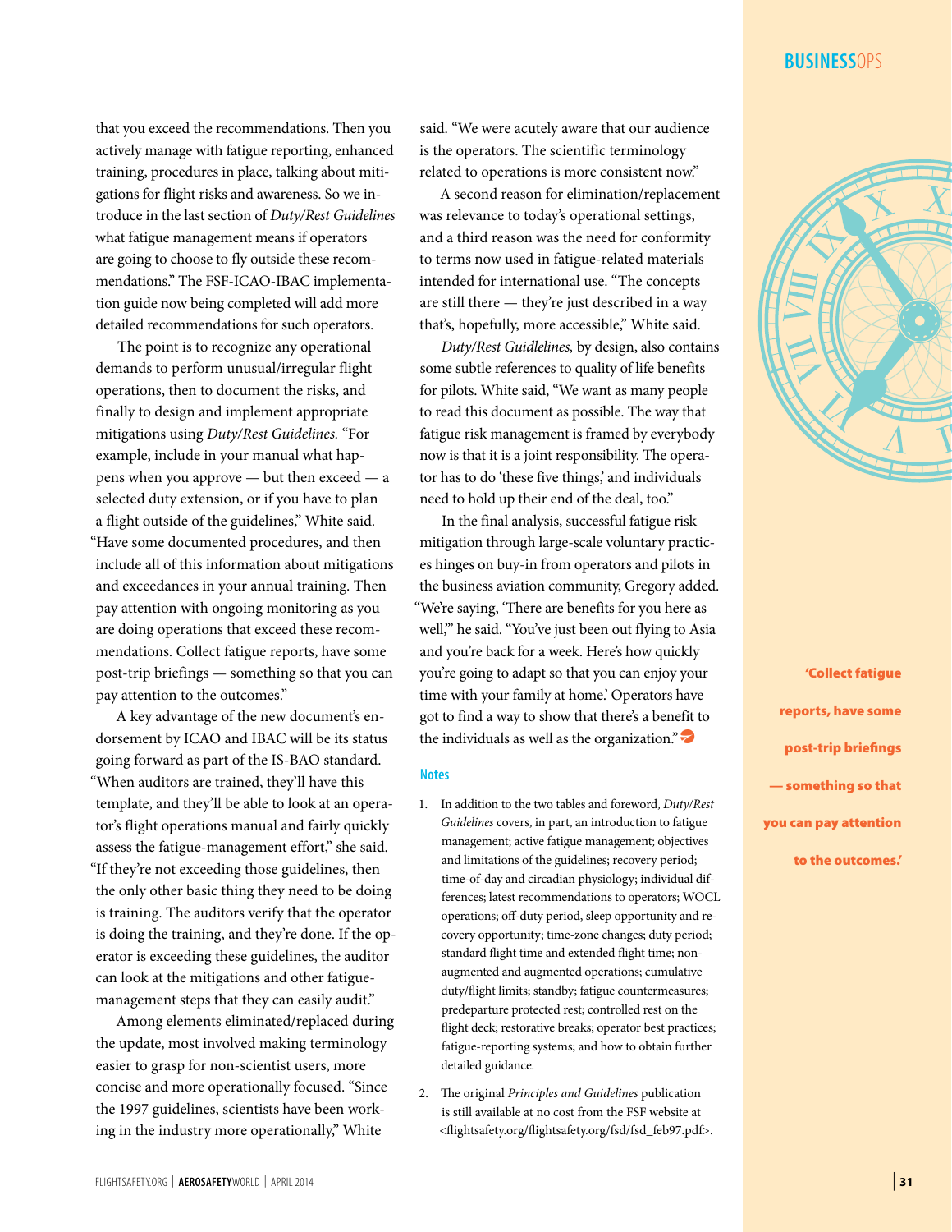that you exceed the recommendations. Then you actively manage with fatigue reporting, enhanced training, procedures in place, talking about mitigations for flight risks and awareness. So we introduce in the last section of *Duty/Rest Guidelines* what fatigue management means if operators are going to choose to fly outside these recommendations." The FSF-ICAO-IBAC implementation guide now being completed will add more detailed recommendations for such operators.

The point is to recognize any operational demands to perform unusual/irregular flight operations, then to document the risks, and finally to design and implement appropriate mitigations using *Duty/Rest Guidelines.* "For example, include in your manual what happens when you approve — but then exceed — a selected duty extension, or if you have to plan a flight outside of the guidelines," White said. "Have some documented procedures, and then include all of this information about mitigations and exceedances in your annual training. Then pay attention with ongoing monitoring as you are doing operations that exceed these recommendations. Collect fatigue reports, have some post-trip briefings — something so that you can pay attention to the outcomes."

A key advantage of the new document's endorsement by ICAO and IBAC will be its status going forward as part of the IS-BAO standard. "When auditors are trained, they'll have this template, and they'll be able to look at an operator's flight operations manual and fairly quickly assess the fatigue-management effort," she said. "If they're not exceeding those guidelines, then the only other basic thing they need to be doing is training. The auditors verify that the operator is doing the training, and they're done. If the operator is exceeding these guidelines, the auditor can look at the mitigations and other fatigue-management steps that they can easily audit."

Among elements eliminated/replaced during the update, most involved making terminology easier to grasp for non-scientist users, more concise and more operationally focused. "Since the 1997 guidelines, scientists have been working in the industry more operationally," White said. "We were acutely aware that our audience is the operators. The scientific terminology related to operations is more consistent now."

A second reason for elimination/replacement was relevance to today's operational settings, and a third reason was the need for conformity to terms now used in fatigue-related materials intended for international use. "The concepts are still there — they're just described in a way that's, hopefully, more accessible," White said.

*Duty/Rest Guidlelines,* by design, also contains some subtle references to quality of life benefits for pilots. White said, "We want as many people to read this document as possible. The way that fatigue risk management is framed by everybody now is that it is a joint responsibility. The operator has to do 'these five things,' and individuals need to hold up their end of the deal, too."

In the final analysis, successful fatigue risk mitigation through large-scale voluntary practices hinges on buy-in from operators and pilots in the business aviation community, Gregory added. "We're saying, 'There are benefits for you here as well,'" he said. "You've just been out flying to Asia and you're back for a week. Here's how quickly you're going to adapt so that you can enjoy your time with your family at home.' Operators have got to find a way to show that there's a benefit to the individuals as well as the organization."

**'Collect fatigue reports, have some post-trip briefings — something so that you can pay attention to the outcomes.'**

## Notes

1. In addition to the two tables and foreword, *Duty/Rest Guidelines* covers, in part, an introduction to fatigue management; active fatigue management; objectives and limitations of the guidelines; recovery period; time-of-day and circadian physiology; individual differences; latest recommendations to operators; WOCL operations; off-duty period, sleep opportunity and recovery opportunity; time-zone changes; duty period; standard flight time and extended flight time; non-augmented and augmented operations; cumulative duty/flight limits; standby; fatigue countermeasures; predeparture protected rest; controlled rest on the flight deck; restorative breaks; operator best practices; fatigue-reporting systems; and how to obtain further detailed guidance.
2. The original *Principles and Guidelines* publication is still available at no cost from the FSF website at <flightsafety.org/flightsafety.org/fsd/fsd_feb97.pdf>.